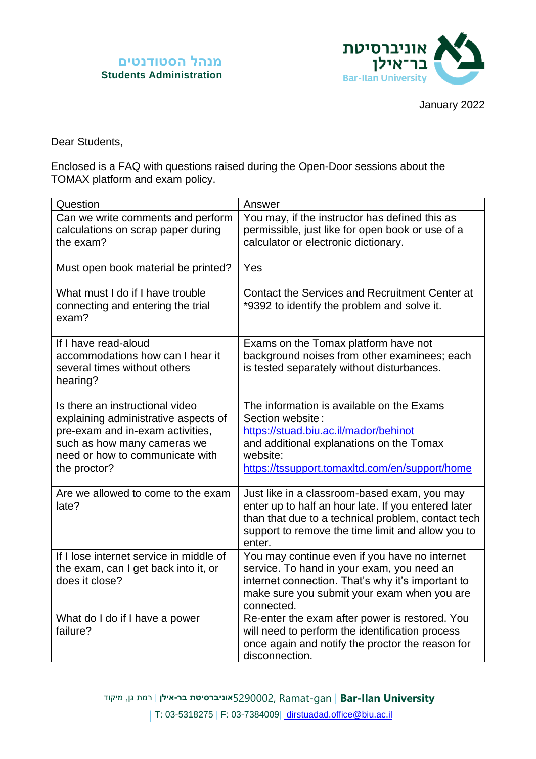מנהל הסטודנטים
**Students Administration**

January 2022

Dear Students,

Enclosed is a FAQ with questions raised during the Open-Door sessions about the TOMAX platform and exam policy.

| Question | Answer |
| --- | --- |
| Can we write comments and perform calculations on scrap paper during the exam? | You may, if the instructor has defined this as permissible, just like for open book or use of a calculator or electronic dictionary. |
| Must open book material be printed? | Yes |
| What must I do if I have trouble connecting and entering the trial exam? | Contact the Services and Recruitment Center at *9392 to identify the problem and solve it. |
| If I have read-aloud accommodations how can I hear it several times without others hearing? | Exams on the Tomax platform have not background noises from other examinees; each is tested separately without disturbances. |
| Is there an instructional video explaining administrative aspects of pre-exam and in-exam activities, such as how many cameras we need or how to communicate with the proctor? | The information is available on the Exams Section website : https://stuad.biu.ac.il/mador/behinot and additional explanations on the Tomax website: https://tssupport.tomaxltd.com/en/support/home |
| Are we allowed to come to the exam late? | Just like in a classroom-based exam, you may enter up to half an hour late. If you entered later than that due to a technical problem, contact tech support to remove the time limit and allow you to enter. |
| If I lose internet service in middle of the exam, can I get back into it, or does it close? | You may continue even if you have no internet service. To hand in your exam, you need an internet connection. That's why it's important to make sure you submit your exam when you are connected. |
| What do I do if I have a power failure? | Re-enter the exam after power is restored. You will need to perform the identification process once again and notify the proctor the reason for disconnection. |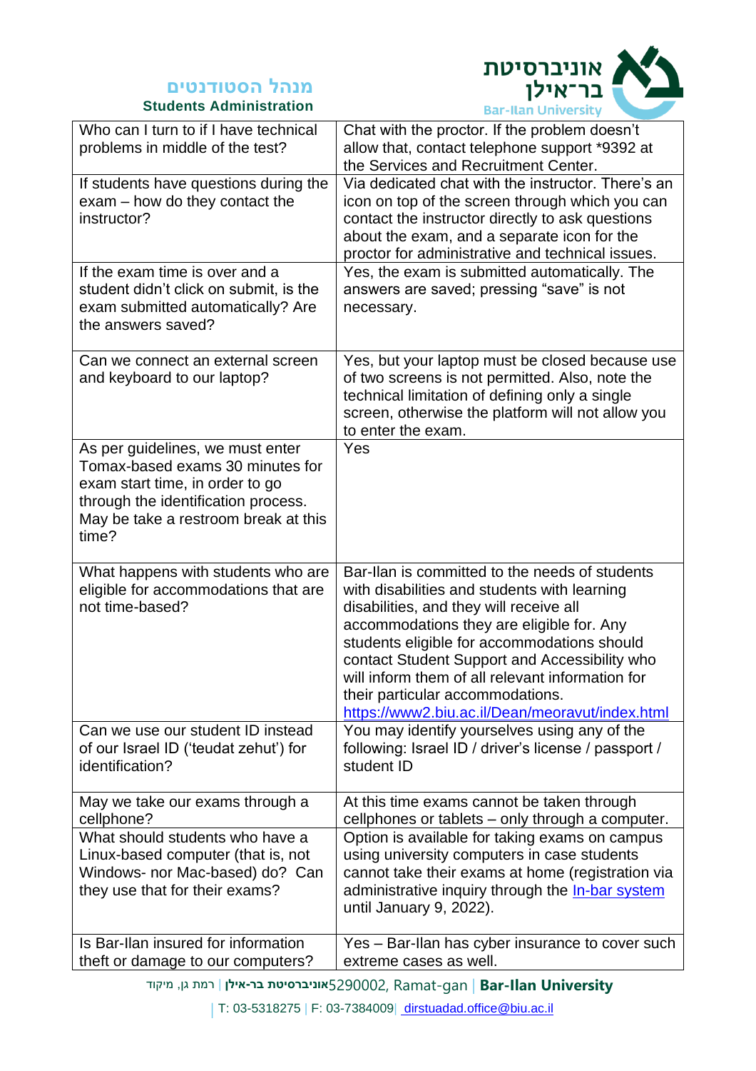| Who can I turn to if I have technical problems in middle of the test? | Chat with the proctor. If the problem doesn't allow that, contact telephone support *9392 at the Services and Recruitment Center. |
|---|---|
| If students have questions during the exam – how do they contact the instructor? | Via dedicated chat with the instructor. There's an icon on top of the screen through which you can contact the instructor directly to ask questions about the exam, and a separate icon for the proctor for administrative and technical issues. |
| If the exam time is over and a student didn't click on submit, is the exam submitted automatically? Are the answers saved? | Yes, the exam is submitted automatically. The answers are saved; pressing "save" is not necessary. |
| Can we connect an external screen and keyboard to our laptop? | Yes, but your laptop must be closed because use of two screens is not permitted. Also, note the technical limitation of defining only a single screen, otherwise the platform will not allow you to enter the exam. |
| As per guidelines, we must enter Tomax-based exams 30 minutes for exam start time, in order to go through the identification process. May be take a restroom break at this time? | Yes |
| What happens with students who are eligible for accommodations that are not time-based? | Bar-Ilan is committed to the needs of students with disabilities and students with learning disabilities, and they will receive all accommodations they are eligible for. Any students eligible for accommodations should contact Student Support and Accessibility who will inform them of all relevant information for their particular accommodations. https://www2.biu.ac.il/Dean/meoravut/index.html |
| Can we use our student ID instead of our Israel ID ('teudat zehut') for identification? | You may identify yourselves using any of the following: Israel ID / driver's license / passport / student ID |
| May we take our exams through a cellphone? | At this time exams cannot be taken through cellphones or tablets – only through a computer. |
| What should students who have a Linux-based computer (that is, not Windows- nor Mac-based) do? Can they use that for their exams? | Option is available for taking exams on campus using university computers in case students cannot take their exams at home (registration via administrative inquiry through the In-bar system until January 9, 2022). |
| Is Bar-Ilan insured for information theft or damage to our computers? | Yes – Bar-Ilan has cyber insurance to cover such extreme cases as well. |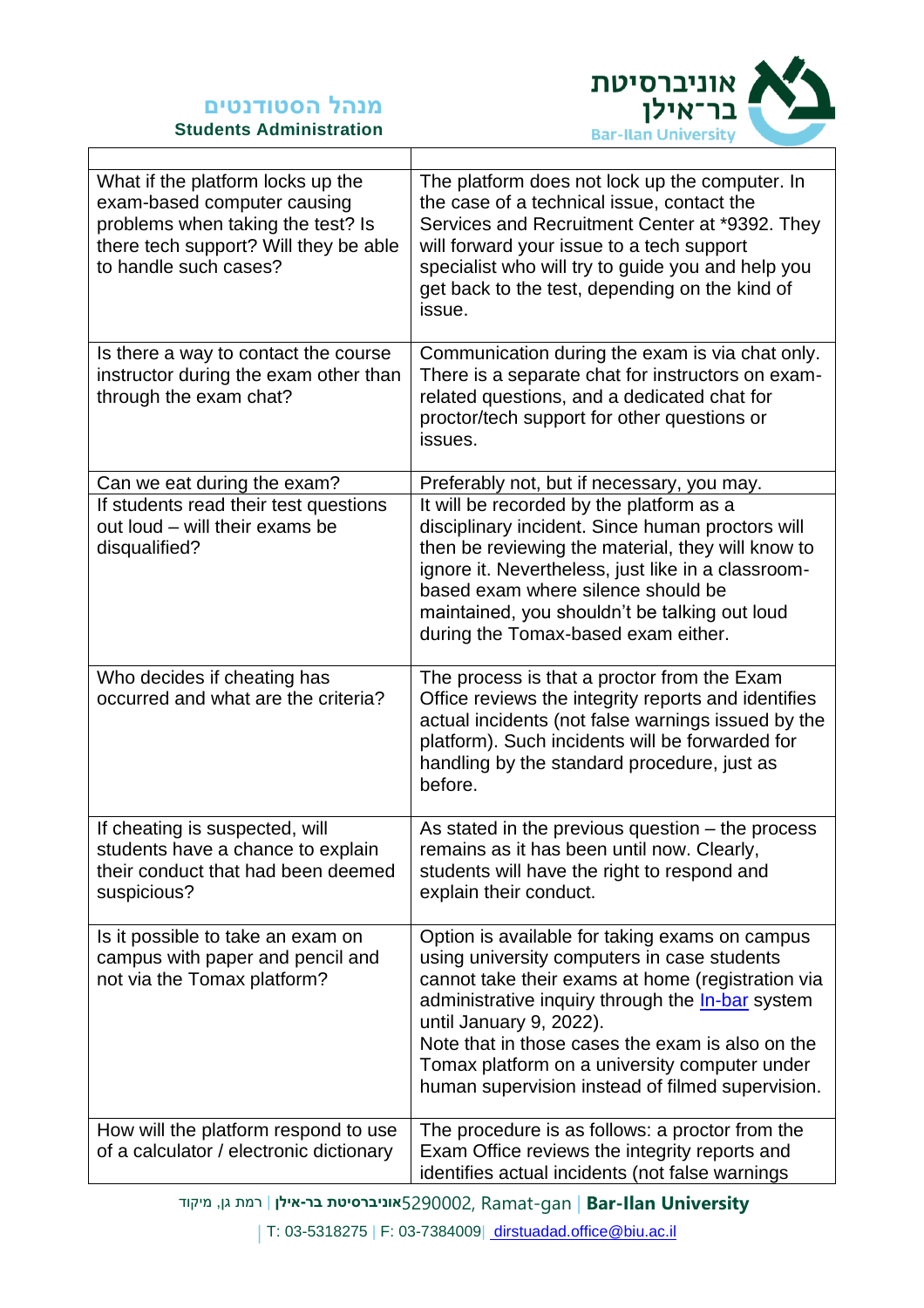| | |
|---|---|
| What if the platform locks up the exam-based computer causing problems when taking the test? Is there tech support? Will they be able to handle such cases? | The platform does not lock up the computer. In the case of a technical issue, contact the Services and Recruitment Center at *9392. They will forward your issue to a tech support specialist who will try to guide you and help you get back to the test, depending on the kind of issue. |
| Is there a way to contact the course instructor during the exam other than through the exam chat? | Communication during the exam is via chat only. There is a separate chat for instructors on exam-related questions, and a dedicated chat for proctor/tech support for other questions or issues. |
| Can we eat during the exam? | Preferably not, but if necessary, you may. |
| If students read their test questions out loud – will their exams be disqualified? | It will be recorded by the platform as a disciplinary incident. Since human proctors will then be reviewing the material, they will know to ignore it. Nevertheless, just like in a classroom-based exam where silence should be maintained, you shouldn't be talking out loud during the Tomax-based exam either. |
| Who decides if cheating has occurred and what are the criteria? | The process is that a proctor from the Exam Office reviews the integrity reports and identifies actual incidents (not false warnings issued by the platform). Such incidents will be forwarded for handling by the standard procedure, just as before. |
| If cheating is suspected, will students have a chance to explain their conduct that had been deemed suspicious? | As stated in the previous question – the process remains as it has been until now. Clearly, students will have the right to respond and explain their conduct. |
| Is it possible to take an exam on campus with paper and pencil and not via the Tomax platform? | Option is available for taking exams on campus using university computers in case students cannot take their exams at home (registration via administrative inquiry through the In-bar system until January 9, 2022).<br>Note that in those cases the exam is also on the Tomax platform on a university computer under human supervision instead of filmed supervision. |
| How will the platform respond to use of a calculator / electronic dictionary | The procedure is as follows: a proctor from the Exam Office reviews the integrity reports and identifies actual incidents (not false warnings |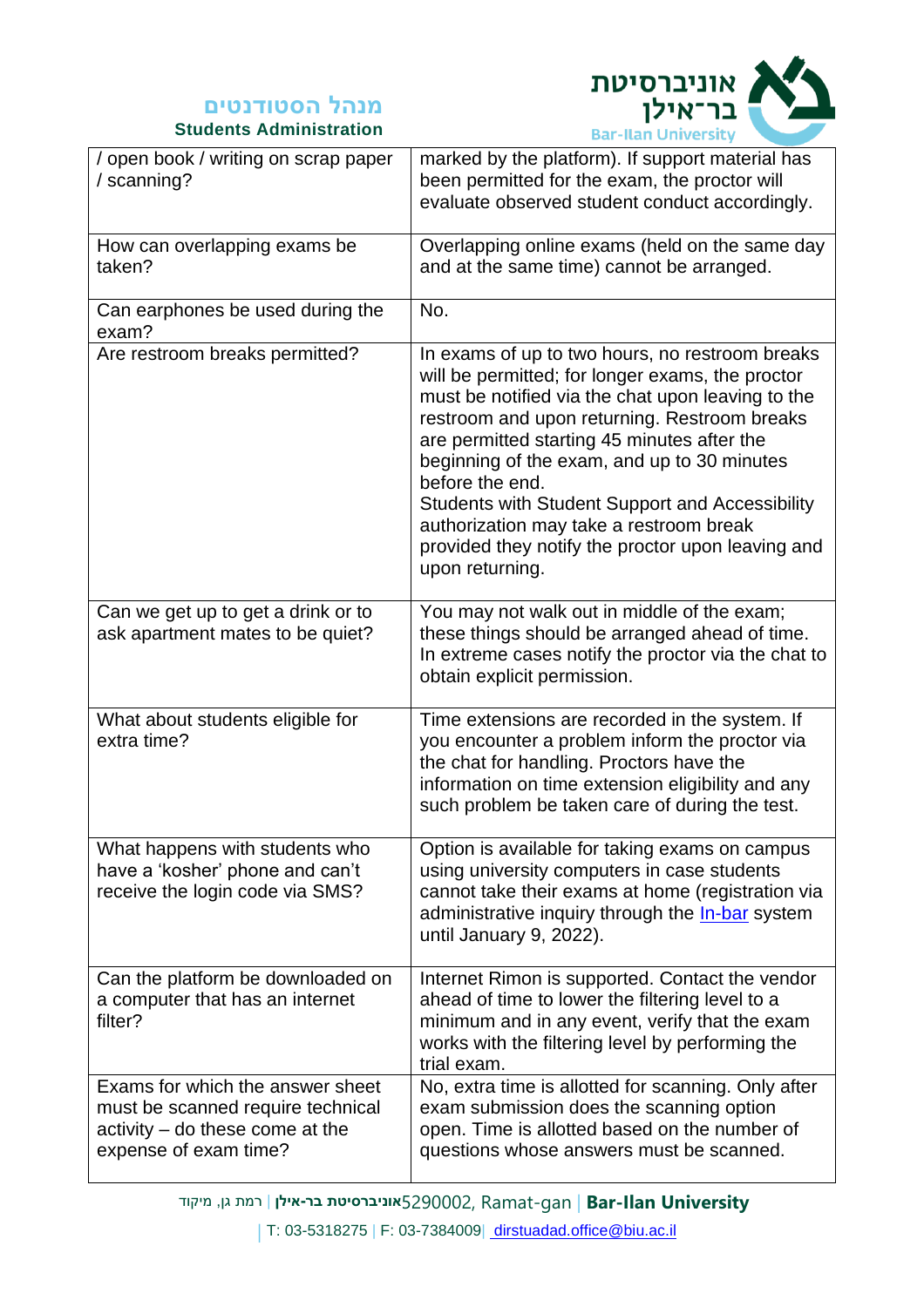| | |
|---|---|
| / open book / writing on scrap paper / scanning? | marked by the platform). If support material has been permitted for the exam, the proctor will evaluate observed student conduct accordingly. |
| How can overlapping exams be taken? | Overlapping online exams (held on the same day and at the same time) cannot be arranged. |
| Can earphones be used during the exam? | No. |
| Are restroom breaks permitted? | In exams of up to two hours, no restroom breaks will be permitted; for longer exams, the proctor must be notified via the chat upon leaving to the restroom and upon returning. Restroom breaks are permitted starting 45 minutes after the beginning of the exam, and up to 30 minutes before the end.<br>Students with Student Support and Accessibility authorization may take a restroom break provided they notify the proctor upon leaving and upon returning. |
| Can we get up to get a drink or to ask apartment mates to be quiet? | You may not walk out in middle of the exam; these things should be arranged ahead of time. In extreme cases notify the proctor via the chat to obtain explicit permission. |
| What about students eligible for extra time? | Time extensions are recorded in the system. If you encounter a problem inform the proctor via the chat for handling. Proctors have the information on time extension eligibility and any such problem be taken care of during the test. |
| What happens with students who have a 'kosher' phone and can't receive the login code via SMS? | Option is available for taking exams on campus using university computers in case students cannot take their exams at home (registration via administrative inquiry through the In-bar system until January 9, 2022). |
| Can the platform be downloaded on a computer that has an internet filter? | Internet Rimon is supported. Contact the vendor ahead of time to lower the filtering level to a minimum and in any event, verify that the exam works with the filtering level by performing the trial exam. |
| Exams for which the answer sheet must be scanned require technical activity – do these come at the expense of exam time? | No, extra time is allotted for scanning. Only after exam submission does the scanning option open. Time is allotted based on the number of questions whose answers must be scanned. |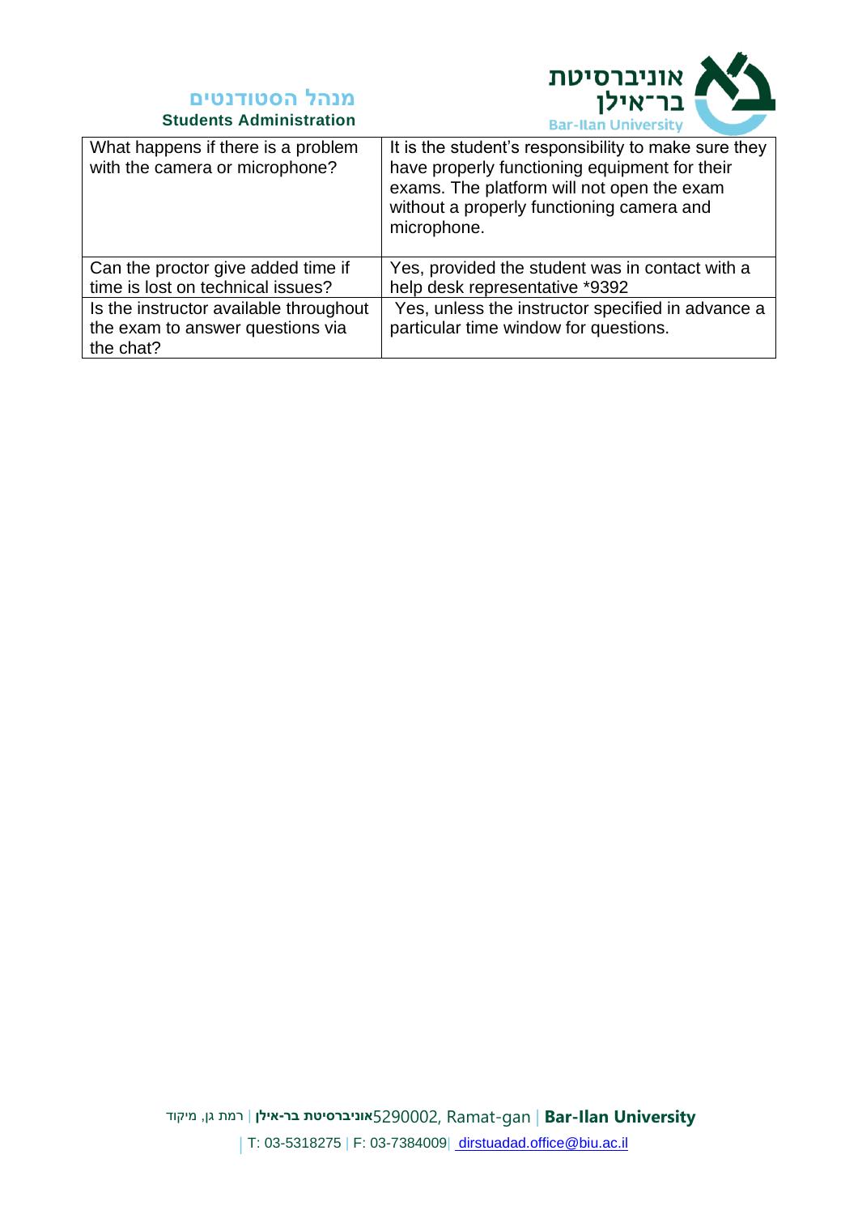| | |
|---|---|
| What happens if there is a problem with the camera or microphone? | It is the student's responsibility to make sure they have properly functioning equipment for their exams. The platform will not open the exam without a properly functioning camera and microphone. |
| Can the proctor give added time if time is lost on technical issues? | Yes, provided the student was in contact with a help desk representative *9392 |
| Is the instructor available throughout the exam to answer questions via the chat? | Yes, unless the instructor specified in advance a particular time window for questions. |